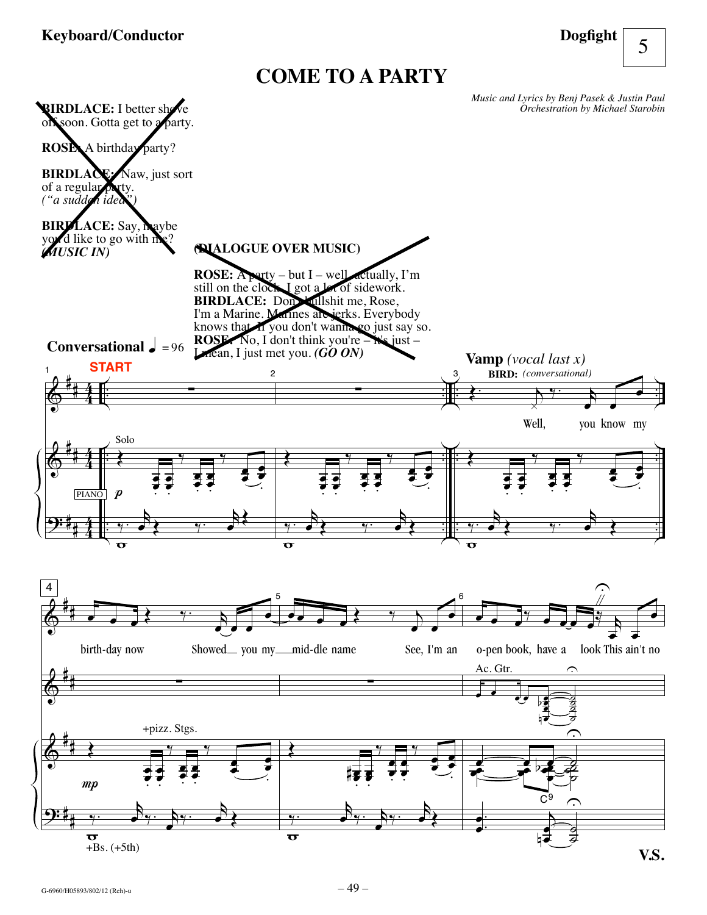**Keyboard/Conductor** **Dogfight** 5

# COME TO A PARTY

*Music and Lyrics by Benj Pasek & Justin Paul*
*Orchestration by Michael Starobin*

**BIRDLACE:** I better shove off soon. Gotta get to a party.

**ROSE:** A birthday party?

**BIRDLACE:** Naw, just sort of a regular party.
*("a sudden idea")*

**BIRDLACE:** Say, maybe you'd like to go with me?
***(MUSIC IN)***

**(DIALOGUE OVER MUSIC)**

**ROSE:** A party – but I – well, actually, I'm still on the clock. I got a lot of sidework.
**BIRDLACE:** Don't bullshit me, Rose, I'm a Marine. Marines are jerks. Everybody knows that. If you don't wanna go just say so.
**ROSE:** No, I don't think you're – it's just – I mean, I just met you. ***(GO ON)***

**Conversational** ♩ = 96

START

**Vamp** *(vocal last x)*

**BIRD:** *(conversational)*

Well, you know my birth-day now Showed you my mid-dle name See, I'm an o-pen book, have a look This ain't no

Solo

PIANO *p*

+pizz. Stgs.

*mp*

+Bs. (+5th)

Ac. Gtr.

C⁹

**V.S.**

G-6960/H05893/802/12 (Reh)-u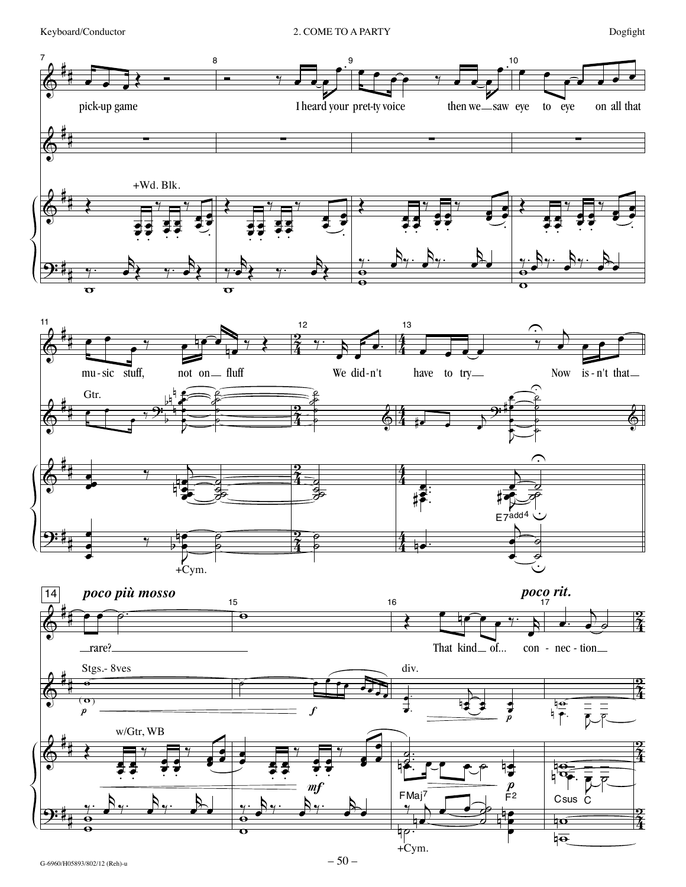pick-up game I heard your pret-ty voice then we saw eye to eye on all that

mu-sic stuff, not on fluff We did-n't have to try Now is-n't that

rare? That kind of... con-nec-tion

*poco più mosso* *poco rit.*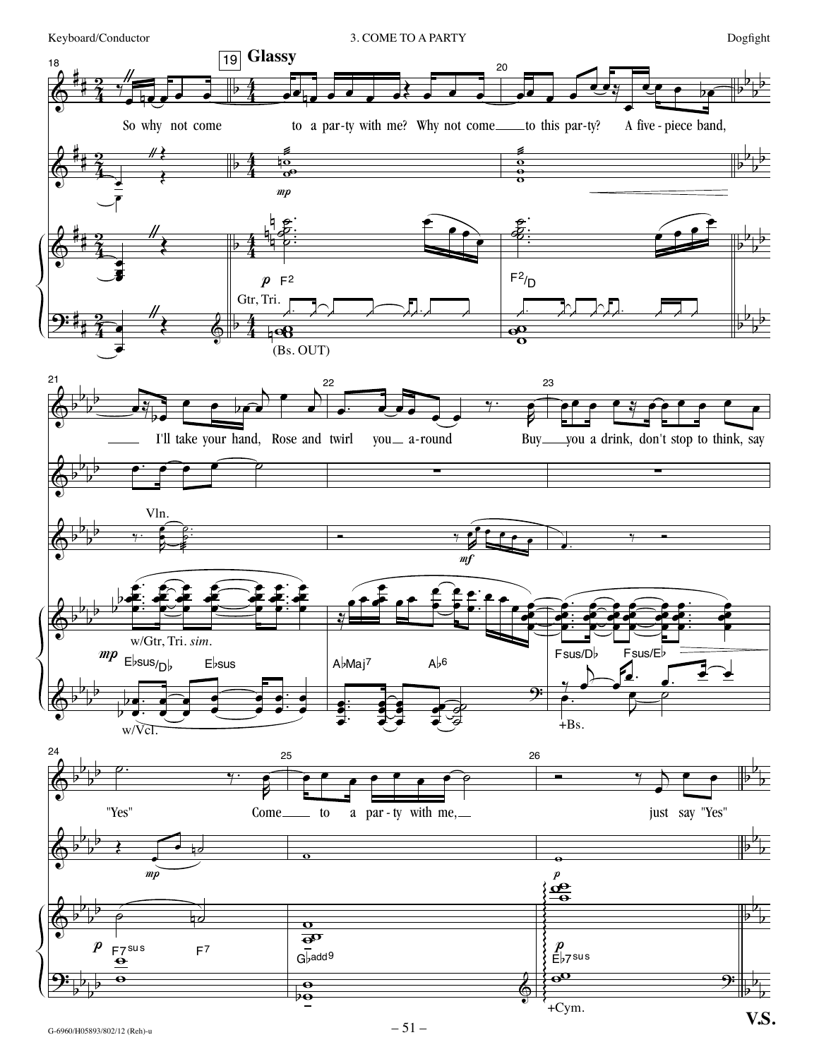**19** **Glassy**

So why not come to a par-ty with me? Why not come to this par-ty? A five-piece band, I'll take your hand, Rose and twirl you a-round Buy you a drink, don't stop to think, say "Yes" Come to a par-ty with me, just say "Yes"

*mp* *p* F2 — F2/D

Gtr, Tri.

(Bs. OUT)

Vln.

*mf*

*mp* E♭sus/D♭ — E♭sus — A♭Maj7 — A♭6 — Fsus/D♭ — Fsus/E♭

w/Gtr, Tri. *sim.*

w/Vcl.

+Bs.

*mp*

*p* F7sus — F7 — G♭add9 — *p* E♭7sus

+Cym.

**V.S.**

G-6960/H05893/802/12 (Reh)-u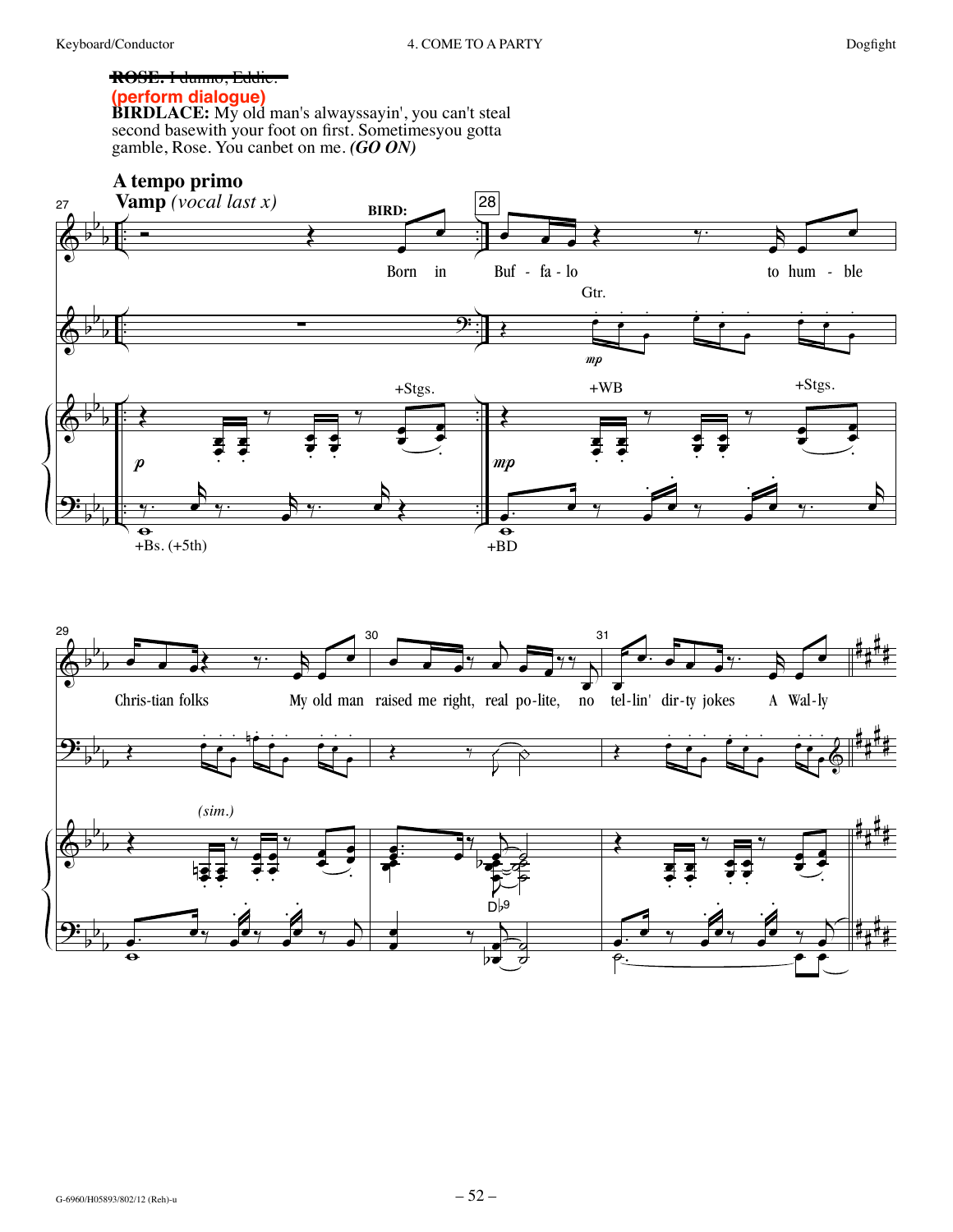~~ROSE: I dunno, Eddie.~~

**(perform dialogue)**

**BIRDLACE:** My old man's alwayssayin', you can't steal second basewith your foot on first. Sometimesyou gotta gamble, Rose. You canbet on me. ***(GO ON)***

**A tempo primo**

**Vamp** *(vocal last x)*

**BIRD:**

Born in Buf - fa - lo to hum - ble Chris-tian folks My old man raised me right, real po-lite, no tel-lin' dir-ty jokes A Wal-ly

Gtr. *mp*

+Stgs. +WB +Stgs. *p* *mp* *(sim.)*

+Bs. (+5th) +BD D♭9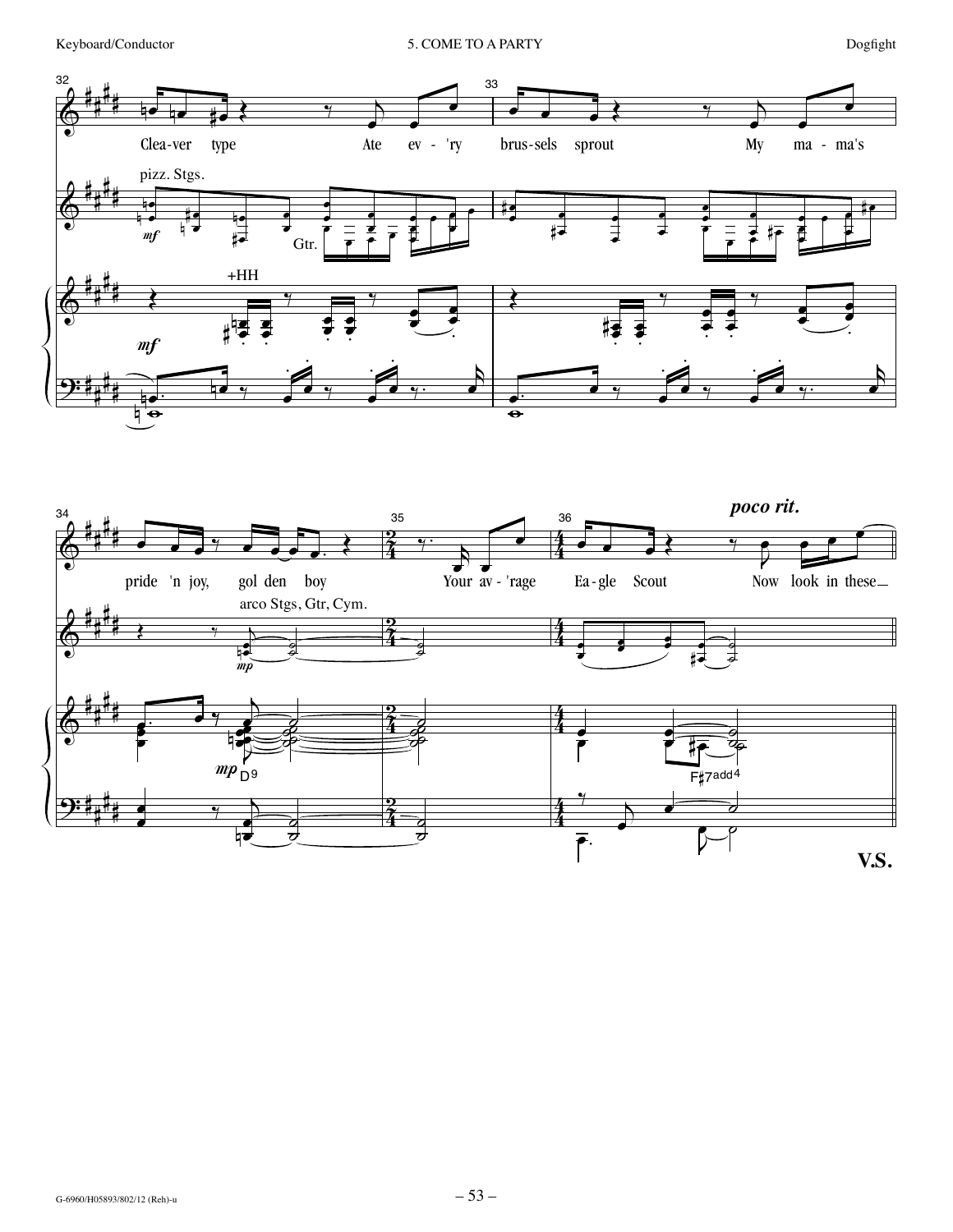32

Clea-ver type Ate ev - 'ry

33

brus-sels sprout My ma - ma's

pizz. Stgs.

*mf*

Gtr.

+HH

*mf*

34

pride 'n joy, gol den boy

35

Your av - 'rage

36

Ea - gle Scout Now look in these

***poco rit.***

arco Stgs, Gtr, Cym.

*mp*

*mp* D9

F♯7add4

**V.S.**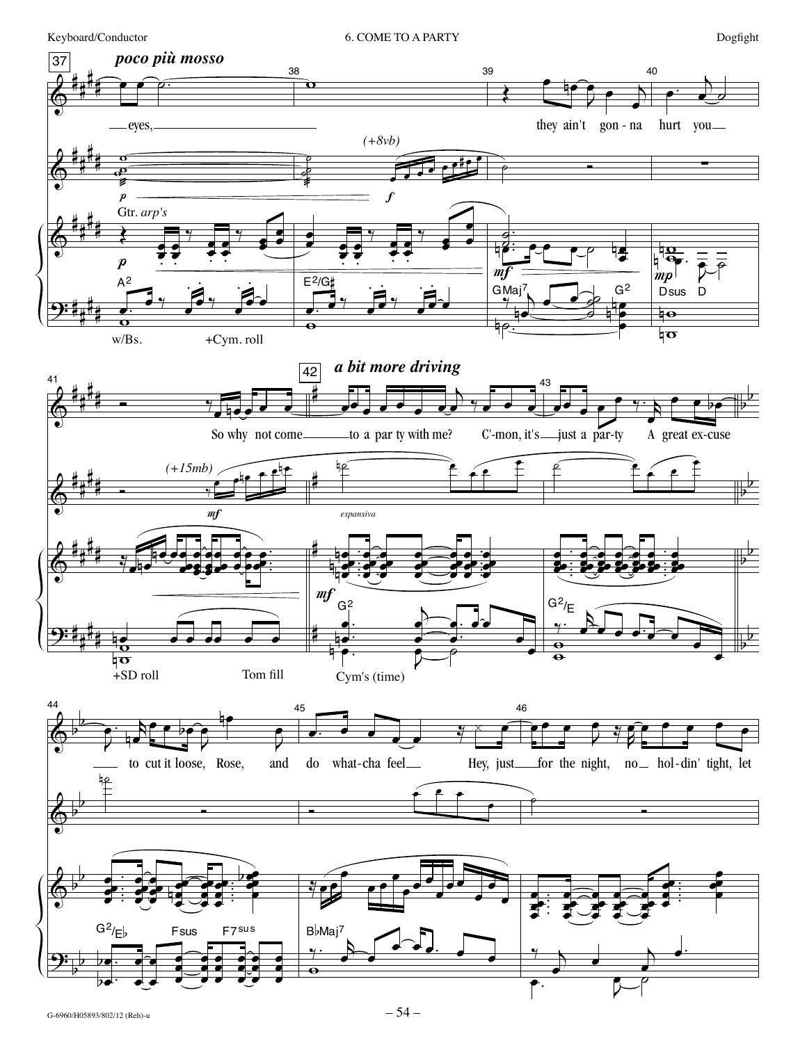**37** ***poco più mosso***

eyes, they ain't gon - na hurt you

*(+8vb)*

Gtr. *arp's*

A2 · E2/G♯ · GMaj7 · G2 · Dsus · D

w/Bs. · +Cym. roll

So why not come to a par ty with me? C'-mon, it's just a par-ty A great ex-cuse

**42** ***a bit more driving***

*(+15mb)*

*espansiva*

G2 · G2/E

+SD roll · Tom fill · Cym's (time)

to cut it loose, Rose, and do what-cha feel Hey, just for the night, no hol-din' tight, let

G2/E♭ · Fsus · F7sus · B♭Maj7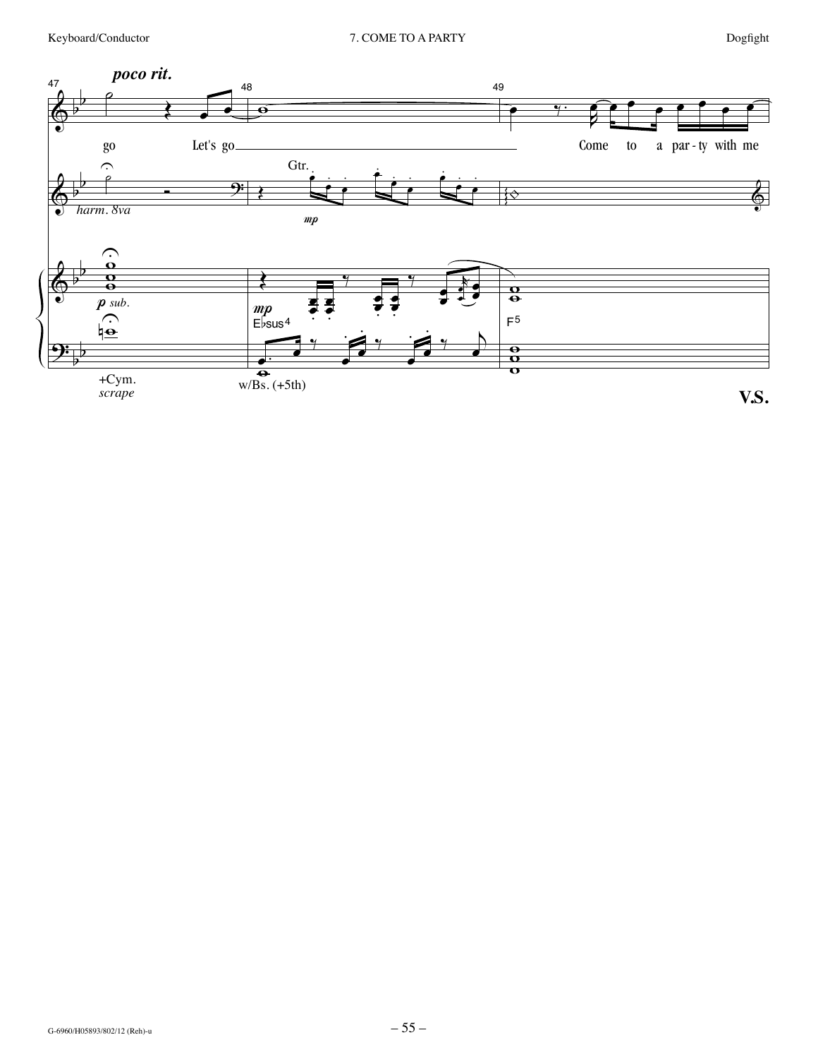poco rit.

47 48 49

go Let's go Come to a par - ty with me

Gtr.

harm. 8va

mp

p sub.

mp

E♭sus4

F5

+Cym.
scrape

w/Bs. (+5th)

**V.S.**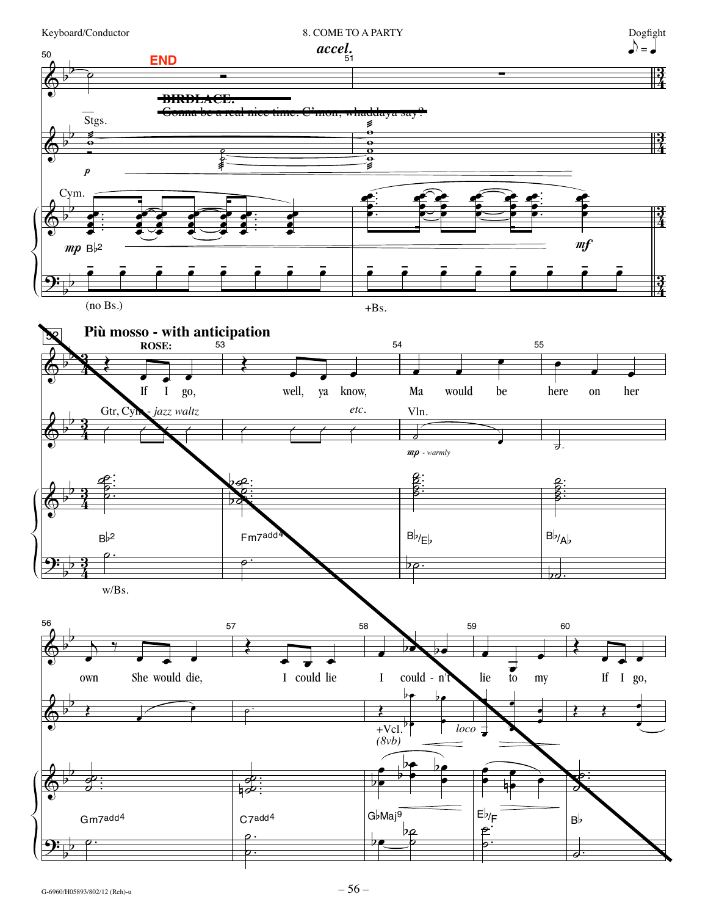accel.

END

BIRDLACE.
Gonna be a real nice time. C'mon, whaddaya say?

Stgs.

Cym.

mp B♭2

mf

(no Bs.)

+Bs.

**Più mosso - with anticipation**

ROSE:

If I go, well, ya know, Ma would be here on her

Gtr, Cym. - *jazz waltz*

*etc.*

Vln.

*mp - warmly*

B♭2 Fm7add4 B♭/E♭ B♭/A♭

w/Bs.

own She would die, I could lie I could - n't lie to my If I go,

+Vcl. (8vb)

*loco*

Gm7add4 C7add4 G♭Maj9 E♭/F B♭